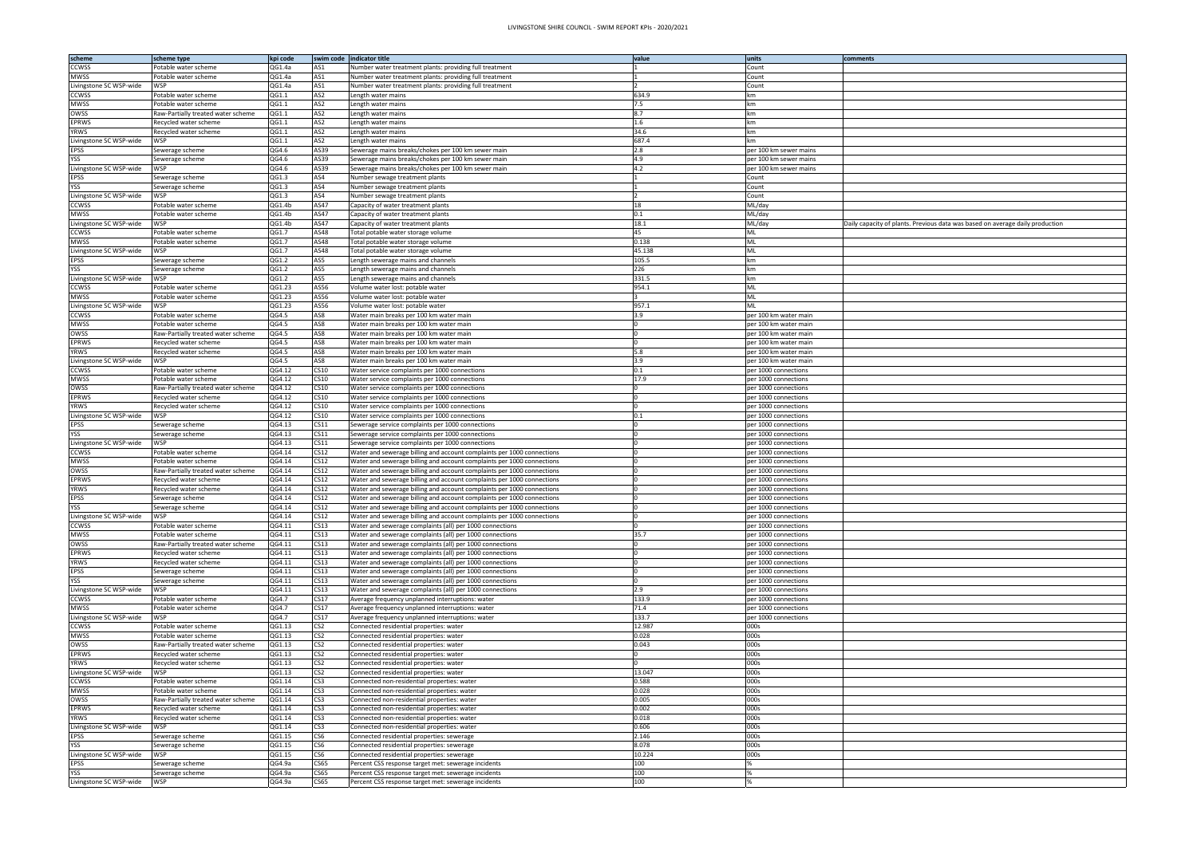# LIVINGSTONE SHIRE COUNCIL - SWIM REPORT KPIs - 2020/2021

| scheme | scheme type | kpi code | swim code | indicator title | value | units | comments |
|---|---|---|---|---|---|---|---|
| CCWSS | Potable water scheme | QG1.4a | AS1 | Number water treatment plants: providing full treatment | 1 | Count | |
| MWSS | Potable water scheme | QG1.4a | AS1 | Number water treatment plants: providing full treatment | 1 | Count | |
| Livingstone SC WSP-wide | WSP | QG1.4a | AS1 | Number water treatment plants: providing full treatment | 2 | Count | |
| CCWSS | Potable water scheme | QG1.1 | AS2 | Length water mains | 634.9 | km | |
| MWSS | Potable water scheme | QG1.1 | AS2 | Length water mains | 7.5 | km | |
| OWSS | Raw-Partially treated water scheme | QG1.1 | AS2 | Length water mains | 8.7 | km | |
| EPRWS | Recycled water scheme | QG1.1 | AS2 | Length water mains | 1.6 | km | |
| YRWS | Recycled water scheme | QG1.1 | AS2 | Length water mains | 34.6 | km | |
| Livingstone SC WSP-wide | WSP | QG1.1 | AS2 | Length water mains | 687.4 | km | |
| EPSS | Sewerage scheme | QG4.6 | AS39 | Sewerage mains breaks/chokes per 100 km sewer main | 2.8 | per 100 km sewer mains | |
| YSS | Sewerage scheme | QG4.6 | AS39 | Sewerage mains breaks/chokes per 100 km sewer main | 4.9 | per 100 km sewer mains | |
| Livingstone SC WSP-wide | WSP | QG4.6 | AS39 | Sewerage mains breaks/chokes per 100 km sewer main | 4.2 | per 100 km sewer mains | |
| EPSS | Sewerage scheme | QG1.3 | AS4 | Number sewage treatment plants | 1 | Count | |
| YSS | Sewerage scheme | QG1.3 | AS4 | Number sewage treatment plants | 1 | Count | |
| Livingstone SC WSP-wide | WSP | QG1.3 | AS4 | Number sewage treatment plants | 2 | Count | |
| CCWSS | Potable water scheme | QG1.4b | AS47 | Capacity of water treatment plants | 18 | ML/day | |
| MWSS | Potable water scheme | QG1.4b | AS47 | Capacity of water treatment plants | 0.1 | ML/day | |
| Livingstone SC WSP-wide | WSP | QG1.4b | AS47 | Capacity of water treatment plants | 18.1 | ML/day | Daily capacity of plants. Previous data was based on average daily production |
| CCWSS | Potable water scheme | QG1.7 | AS48 | Total potable water storage volume | 45 | ML | |
| MWSS | Potable water scheme | QG1.7 | AS48 | Total potable water storage volume | 0.138 | ML | |
| Livingstone SC WSP-wide | WSP | QG1.7 | AS48 | Total potable water storage volume | 45.138 | ML | |
| EPSS | Sewerage scheme | QG1.2 | AS5 | Length sewerage mains and channels | 105.5 | km | |
| YSS | Sewerage scheme | QG1.2 | AS5 | Length sewerage mains and channels | 226 | km | |
| Livingstone SC WSP-wide | WSP | QG1.2 | AS5 | Length sewerage mains and channels | 331.5 | km | |
| CCWSS | Potable water scheme | QG1.23 | AS56 | Volume water lost: potable water | 954.1 | ML | |
| MWSS | Potable water scheme | QG1.23 | AS56 | Volume water lost: potable water | 3 | ML | |
| Livingstone SC WSP-wide | WSP | QG1.23 | AS56 | Volume water lost: potable water | 957.1 | ML | |
| CCWSS | Potable water scheme | QG4.5 | AS8 | Water main breaks per 100 km water main | 3.9 | per 100 km water main | |
| MWSS | Potable water scheme | QG4.5 | AS8 | Water main breaks per 100 km water main | 0 | per 100 km water main | |
| OWSS | Raw-Partially treated water scheme | QG4.5 | AS8 | Water main breaks per 100 km water main | 0 | per 100 km water main | |
| EPRWS | Recycled water scheme | QG4.5 | AS8 | Water main breaks per 100 km water main | 0 | per 100 km water main | |
| YRWS | Recycled water scheme | QG4.5 | AS8 | Water main breaks per 100 km water main | 5.8 | per 100 km water main | |
| Livingstone SC WSP-wide | WSP | QG4.5 | AS8 | Water main breaks per 100 km water main | 3.9 | per 100 km water main | |
| CCWSS | Potable water scheme | QG4.12 | CS10 | Water service complaints per 1000 connections | 0.1 | per 1000 connections | |
| MWSS | Potable water scheme | QG4.12 | CS10 | Water service complaints per 1000 connections | 17.9 | per 1000 connections | |
| OWSS | Raw-Partially treated water scheme | QG4.12 | CS10 | Water service complaints per 1000 connections | 0 | per 1000 connections | |
| EPRWS | Recycled water scheme | QG4.12 | CS10 | Water service complaints per 1000 connections | 0 | per 1000 connections | |
| YRWS | Recycled water scheme | QG4.12 | CS10 | Water service complaints per 1000 connections | 0 | per 1000 connections | |
| Livingstone SC WSP-wide | WSP | QG4.12 | CS10 | Water service complaints per 1000 connections | 0.1 | per 1000 connections | |
| EPSS | Sewerage scheme | QG4.13 | CS11 | Sewerage service complaints per 1000 connections | 0 | per 1000 connections | |
| YSS | Sewerage scheme | QG4.13 | CS11 | Sewerage service complaints per 1000 connections | 0 | per 1000 connections | |
| Livingstone SC WSP-wide | WSP | QG4.13 | CS11 | Sewerage service complaints per 1000 connections | 0 | per 1000 connections | |
| CCWSS | Potable water scheme | QG4.14 | CS12 | Water and sewerage billing and account complaints per 1000 connections | 0 | per 1000 connections | |
| MWSS | Potable water scheme | QG4.14 | CS12 | Water and sewerage billing and account complaints per 1000 connections | 0 | per 1000 connections | |
| OWSS | Raw-Partially treated water scheme | QG4.14 | CS12 | Water and sewerage billing and account complaints per 1000 connections | 0 | per 1000 connections | |
| EPRWS | Recycled water scheme | QG4.14 | CS12 | Water and sewerage billing and account complaints per 1000 connections | 0 | per 1000 connections | |
| YRWS | Recycled water scheme | QG4.14 | CS12 | Water and sewerage billing and account complaints per 1000 connections | 0 | per 1000 connections | |
| EPSS | Sewerage scheme | QG4.14 | CS12 | Water and sewerage billing and account complaints per 1000 connections | 0 | per 1000 connections | |
| YSS | Sewerage scheme | QG4.14 | CS12 | Water and sewerage billing and account complaints per 1000 connections | 0 | per 1000 connections | |
| Livingstone SC WSP-wide | WSP | QG4.14 | CS12 | Water and sewerage billing and account complaints per 1000 connections | 0 | per 1000 connections | |
| CCWSS | Potable water scheme | QG4.11 | CS13 | Water and sewerage complaints (all) per 1000 connections | 0 | per 1000 connections | |
| MWSS | Potable water scheme | QG4.11 | CS13 | Water and sewerage complaints (all) per 1000 connections | 35.7 | per 1000 connections | |
| OWSS | Raw-Partially treated water scheme | QG4.11 | CS13 | Water and sewerage complaints (all) per 1000 connections | 0 | per 1000 connections | |
| EPRWS | Recycled water scheme | QG4.11 | CS13 | Water and sewerage complaints (all) per 1000 connections | 0 | per 1000 connections | |
| YRWS | Recycled water scheme | QG4.11 | CS13 | Water and sewerage complaints (all) per 1000 connections | 0 | per 1000 connections | |
| EPSS | Sewerage scheme | QG4.11 | CS13 | Water and sewerage complaints (all) per 1000 connections | 0 | per 1000 connections | |
| YSS | Sewerage scheme | QG4.11 | CS13 | Water and sewerage complaints (all) per 1000 connections | 0 | per 1000 connections | |
| Livingstone SC WSP-wide | WSP | QG4.11 | CS13 | Water and sewerage complaints (all) per 1000 connections | 2.9 | per 1000 connections | |
| CCWSS | Potable water scheme | QG4.7 | CS17 | Average frequency unplanned interruptions: water | 133.9 | per 1000 connections | |
| MWSS | Potable water scheme | QG4.7 | CS17 | Average frequency unplanned interruptions: water | 71.4 | per 1000 connections | |
| Livingstone SC WSP-wide | WSP | QG4.7 | CS17 | Average frequency unplanned interruptions: water | 133.7 | per 1000 connections | |
| CCWSS | Potable water scheme | QG1.13 | CS2 | Connected residential properties: water | 12.987 | 000s | |
| MWSS | Potable water scheme | QG1.13 | CS2 | Connected residential properties: water | 0.028 | 000s | |
| OWSS | Raw-Partially treated water scheme | QG1.13 | CS2 | Connected residential properties: water | 0.043 | 000s | |
| EPRWS | Recycled water scheme | QG1.13 | CS2 | Connected residential properties: water | 0 | 000s | |
| YRWS | Recycled water scheme | QG1.13 | CS2 | Connected residential properties: water | 0 | 000s | |
| Livingstone SC WSP-wide | WSP | QG1.13 | CS2 | Connected residential properties: water | 13.047 | 000s | |
| CCWSS | Potable water scheme | QG1.14 | CS3 | Connected non-residential properties: water | 0.588 | 000s | |
| MWSS | Potable water scheme | QG1.14 | CS3 | Connected non-residential properties: water | 0.028 | 000s | |
| OWSS | Raw-Partially treated water scheme | QG1.14 | CS3 | Connected non-residential properties: water | 0.005 | 000s | |
| EPRWS | Recycled water scheme | QG1.14 | CS3 | Connected non-residential properties: water | 0.002 | 000s | |
| YRWS | Recycled water scheme | QG1.14 | CS3 | Connected non-residential properties: water | 0.018 | 000s | |
| Livingstone SC WSP-wide | WSP | QG1.14 | CS3 | Connected non-residential properties: water | 0.606 | 000s | |
| EPSS | Sewerage scheme | QG1.15 | CS6 | Connected residential properties: sewerage | 2.146 | 000s | |
| YSS | Sewerage scheme | QG1.15 | CS6 | Connected residential properties: sewerage | 8.078 | 000s | |
| Livingstone SC WSP-wide | WSP | QG1.15 | CS6 | Connected residential properties: sewerage | 10.224 | 000s | |
| EPSS | Sewerage scheme | QG4.9a | CS65 | Percent CSS response target met: sewerage incidents | 100 | % | |
| YSS | Sewerage scheme | QG4.9a | CS65 | Percent CSS response target met: sewerage incidents | 100 | % | |
| Livingstone SC WSP-wide | WSP | QG4.9a | CS65 | Percent CSS response target met: sewerage incidents | 100 | % | |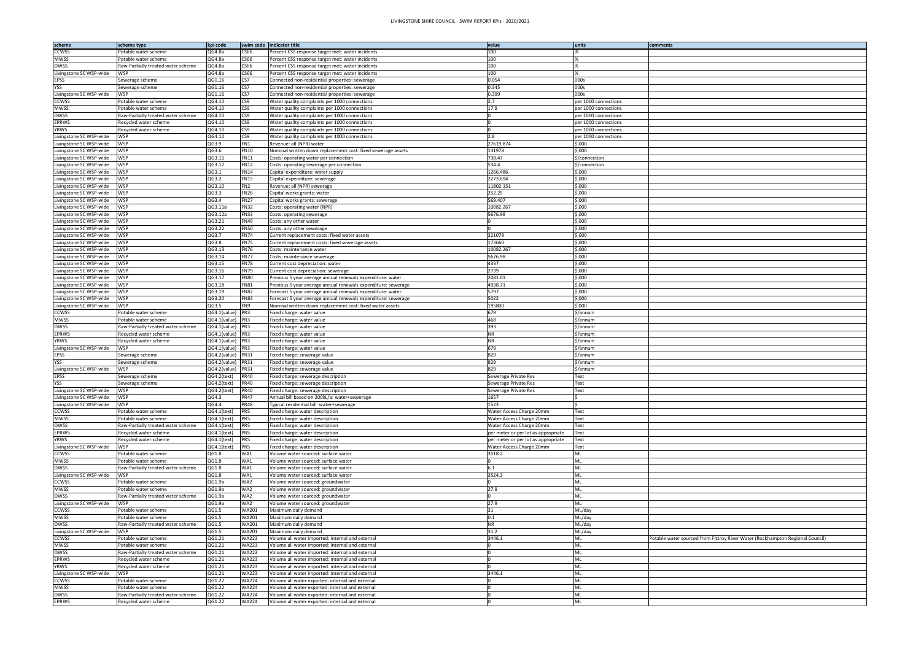# LIVINGSTONE SHIRE COUNCIL - SWIM REPORT KPIs - 2020/2021

| scheme | scheme type | kpi code | swim code | indicator title | value | units | comments |
|---|---|---|---|---|---|---|---|
| CCWSS | Potable water scheme | QG4.8a | CS66 | Percent CSS response target met: water incidents | 100 | % | |
| MWSS | Potable water scheme | QG4.8a | CS66 | Percent CSS response target met: water incidents | 100 | % | |
| OWSS | Raw-Partially treated water scheme | QG4.8a | CS66 | Percent CSS response target met: water incidents | 100 | % | |
| Livingstone SC WSP-wide | WSP | QG4.8a | CS66 | Percent CSS response target met: water incidents | 100 | % | |
| EPSS | Sewerage scheme | QG1.16 | CS7 | Connected non-residential properties: sewerage | 0.054 | 000s | |
| YSS | Sewerage scheme | QG1.16 | CS7 | Connected non-residential properties: sewerage | 0.345 | 000s | |
| Livingstone SC WSP-wide | WSP | QG1.16 | CS7 | Connected non-residential properties: sewerage | 0.399 | 000s | |
| CCWSS | Potable water scheme | QG4.10 | CS9 | Water quality complaints per 1000 connections | 2.7 | per 1000 connections | |
| MWSS | Potable water scheme | QG4.10 | CS9 | Water quality complaints per 1000 connections | 17.9 | per 1000 connections | |
| OWSS | Raw-Partially treated water scheme | QG4.10 | CS9 | Water quality complaints per 1000 connections | 0 | per 1000 connections | |
| EPRWS | Recycled water scheme | QG4.10 | CS9 | Water quality complaints per 1000 connections | 0 | per 1000 connections | |
| YRWS | Recycled water scheme | QG4.10 | CS9 | Water quality complaints per 1000 connections | 0 | per 1000 connections | |
| Livingstone SC WSP-wide | WSP | QG4.10 | CS9 | Water quality complaints per 1000 connections | 2.8 | per 1000 connections | |
| Livingstone SC WSP-wide | WSP | QG3.9 | FN1 | Revenue: all (NPR) water | 27619.874 | $,000 | |
| Livingstone SC WSP-wide | WSP | QG3.6 | FN10 | Nominal written down replacement cost: fixed sewerage assets | 131978 | $,000 | |
| Livingstone SC WSP-wide | WSP | QG3.11 | FN11 | Costs: operating water per connection | 738.47 | $/connection | |
| Livingstone SC WSP-wide | WSP | QG3.12 | FN12 | Costs: operating sewerage per connection | 534.4 | $/connection | |
| Livingstone SC WSP-wide | WSP | QG3.1 | FN14 | Capital expenditure: water supply | 1266.486 | $,000 | |
| Livingstone SC WSP-wide | WSP | QG3.2 | FN15 | Capital expenditure: sewerage | 2273.694 | $,000 | |
| Livingstone SC WSP-wide | WSP | QG3.10 | FN2 | Revenue: all (NPR) sewerage | 11802.151 | $,000 | |
| Livingstone SC WSP-wide | WSP | QG3.3 | FN26 | Capital works grants: water | 252.25 | $,000 | |
| Livingstone SC WSP-wide | WSP | QG3.4 | FN27 | Capital works grants: sewerage | 569.407 | $,000 | |
| Livingstone SC WSP-wide | WSP | QG3.11a | FN32 | Costs: operating water (NPR) | 10082.267 | $,000 | |
| Livingstone SC WSP-wide | WSP | QG3.12a | FN33 | Costs: operating sewerage | 5676.98 | $,000 | |
| Livingstone SC WSP-wide | WSP | QG3.21 | FN49 | Costs: any other water | 0 | $,000 | |
| Livingstone SC WSP-wide | WSP | QG3.22 | FN50 | Costs: any other sewerage | 0 | $,000 | |
| Livingstone SC WSP-wide | WSP | QG3.7 | FN74 | Current replacement costs: fixed water assets | 321078 | $,000 | |
| Livingstone SC WSP-wide | WSP | QG3.8 | FN75 | Current replacement costs: fixed sewerage assets | 173660 | $,000 | |
| Livingstone SC WSP-wide | WSP | QG3.13 | FN76 | Costs: maintenance water | 10082.267 | $,000 | |
| Livingstone SC WSP-wide | WSP | QG3.14 | FN77 | Costs: maintenance sewerage | 5676.98 | $,000 | |
| Livingstone SC WSP-wide | WSP | QG3.15 | FN78 | Current cost depreciation: water | 4337 | $,000 | |
| Livingstone SC WSP-wide | WSP | QG3.16 | FN79 | Current cost depreciation: sewerage | 2739 | $,000 | |
| Livingstone SC WSP-wide | WSP | QG3.17 | FN80 | Previous 5 year average annual renewals expenditure: water | 2081.01 | $,000 | |
| Livingstone SC WSP-wide | WSP | QG3.18 | FN81 | Previous 5 year average annual renewals expenditure: sewerage | 4938.71 | $,000 | |
| Livingstone SC WSP-wide | WSP | QG3.19 | FN82 | Forecast 5 year average annual renewals expenditure: water | 5797 | $,000 | |
| Livingstone SC WSP-wide | WSP | QG3.20 | FN83 | Forecast 5 year average annual renewals expenditure: sewerage | 5022 | $,000 | |
| Livingstone SC WSP-wide | WSP | QG3.5 | FN9 | Nominal written down replacement cost: fixed water assets | 195800 | $,000 | |
| CCWSS | Potable water scheme | QG4.1(value) | PR3 | Fixed charge: water value | 679 | $/annum | |
| MWSS | Potable water scheme | QG4.1(value) | PR3 | Fixed charge: water value | 468 | $/annum | |
| OWSS | Raw-Partially treated water scheme | QG4.1(value) | PR3 | Fixed charge: water value | 393 | $/annum | |
| EPRWS | Recycled water scheme | QG4.1(value) | PR3 | Fixed charge: water value | NR | $/annum | |
| YRWS | Recycled water scheme | QG4.1(value) | PR3 | Fixed charge: water value | NR | $/annum | |
| Livingstone SC WSP-wide | WSP | QG4.1(value) | PR3 | Fixed charge: water value | 679 | $/annum | |
| EPSS | Sewerage scheme | QG4.2(value) | PR31 | Fixed charge: sewerage value | 829 | $/annum | |
| YSS | Sewerage scheme | QG4.2(value) | PR31 | Fixed charge: sewerage value | 829 | $/annum | |
| Livingstone SC WSP-wide | WSP | QG4.2(value) | PR31 | Fixed charge: sewerage value | 829 | $/annum | |
| EPSS | Sewerage scheme | QG4.2(text) | PR40 | Fixed charge: sewerage description | Sewerage Private Res | Text | |
| YSS | Sewerage scheme | QG4.2(text) | PR40 | Fixed charge: sewerage description | Sewerage Private Res | Text | |
| Livingstone SC WSP-wide | WSP | QG4.2(text) | PR40 | Fixed charge: sewerage description | Sewerage Private Res | Text | |
| Livingstone SC WSP-wide | WSP | QG4.3 | PR47 | Annual bill based on 200kL/a: water+sewerage | 1657 | $ | |
| Livingstone SC WSP-wide | WSP | QG4.4 | PR48 | Typical residential bill: water+sewerage | 1523 | $ | |
| CCWSS | Potable water scheme | QG4.1(text) | PR5 | Fixed charge: water description | Water Access Charge 20mm | Text | |
| MWSS | Potable water scheme | QG4.1(text) | PR5 | Fixed charge: water description | Water Access Charge 20mm | Text | |
| OWSS | Raw-Partially treated water scheme | QG4.1(text) | PR5 | Fixed charge: water description | Water Access Charge 20mm | Text | |
| EPRWS | Recycled water scheme | QG4.1(text) | PR5 | Fixed charge: water description | per meter or per lot as appropriate | Text | |
| YRWS | Recycled water scheme | QG4.1(text) | PR5 | Fixed charge: water description | per meter or per lot as appropriate | Text | |
| Livingstone SC WSP-wide | WSP | QG4.1(text) | PR5 | Fixed charge: water description | Water Access Charge 20mm | Text | |
| CCWSS | Potable water scheme | QG1.8 | WA1 | Volume water sourced: surface water | 3518.2 | ML | |
| MWSS | Potable water scheme | QG1.8 | WA1 | Volume water sourced: surface water | 0 | ML | |
| OWSS | Raw-Partially treated water scheme | QG1.8 | WA1 | Volume water sourced: surface water | 6.1 | ML | |
| Livingstone SC WSP-wide | WSP | QG1.8 | WA1 | Volume water sourced: surface water | 3524.3 | ML | |
| CCWSS | Potable water scheme | QG1.9a | WA2 | Volume water sourced: groundwater | 0 | ML | |
| MWSS | Potable water scheme | QG1.9a | WA2 | Volume water sourced: groundwater | 27.9 | ML | |
| OWSS | Raw-Partially treated water scheme | QG1.9a | WA2 | Volume water sourced: groundwater | 0 | ML | |
| Livingstone SC WSP-wide | WSP | QG1.9a | WA2 | Volume water sourced: groundwater | 27.9 | ML | |
| CCWSS | Potable water scheme | QG1.5 | WA201 | Maximum daily demand | 31 | ML/day | |
| MWSS | Potable water scheme | QG1.5 | WA201 | Maximum daily demand | 0.1 | ML/day | |
| OWSS | Raw-Partially treated water scheme | QG1.5 | WA201 | Maximum daily demand | NR | ML/day | |
| Livingstone SC WSP-wide | WSP | QG1.5 | WA201 | Maximum daily demand | 31.2 | ML/day | |
| CCWSS | Potable water scheme | QG1.21 | WA223 | Volume all water imported: internal and external | 3446.1 | ML | Potable water sourced from Fitzroy River Water (Rockhampton Regional Council) |
| MWSS | Potable water scheme | QG1.21 | WA223 | Volume all water imported: internal and external | 0 | ML | |
| OWSS | Raw-Partially treated water scheme | QG1.21 | WA223 | Volume all water imported: internal and external | 0 | ML | |
| EPRWS | Recycled water scheme | QG1.21 | WA223 | Volume all water imported: internal and external | 0 | ML | |
| YRWS | Recycled water scheme | QG1.21 | WA223 | Volume all water imported: internal and external | 0 | ML | |
| Livingstone SC WSP-wide | WSP | QG1.21 | WA223 | Volume all water imported: internal and external | 3446.1 | ML | |
| CCWSS | Potable water scheme | QG1.22 | WA224 | Volume all water exported: internal and external | 0 | ML | |
| MWSS | Potable water scheme | QG1.22 | WA224 | Volume all water exported: internal and external | 0 | ML | |
| OWSS | Raw-Partially treated water scheme | QG1.22 | WA224 | Volume all water exported: internal and external | 0 | ML | |
| EPRWS | Recycled water scheme | QG1.22 | WA224 | Volume all water exported: internal and external | 0 | ML | |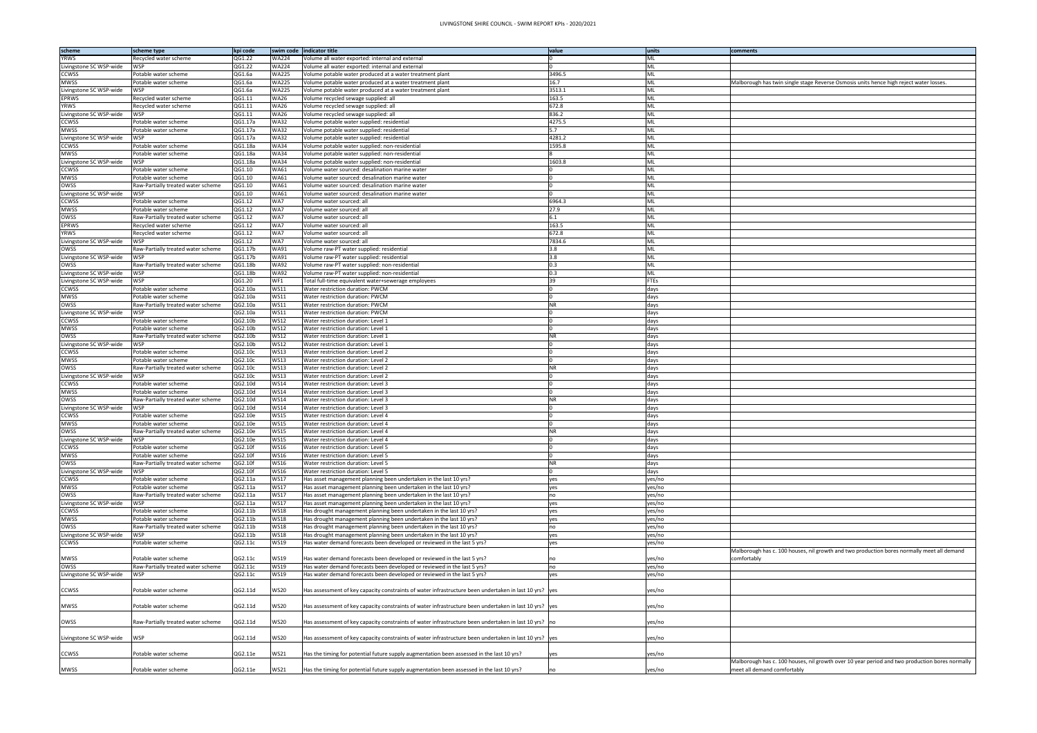# LIVINGSTONE SHIRE COUNCIL - SWIM REPORT KPIs - 2020/2021

| scheme | scheme type | kpi code | swim code | indicator title | value | units | comments |
|---|---|---|---|---|---|---|---|
| YRWS | Recycled water scheme | QG1.22 | WA224 | Volume all water exported: internal and external | 0 | ML | |
| Livingstone SC WSP-wide | WSP | QG1.22 | WA224 | Volume all water exported: internal and external | 0 | ML | |
| CCWSS | Potable water scheme | QG1.6a | WA225 | Volume potable water produced at a water treatment plant | 3496.5 | ML | |
| MWSS | Potable water scheme | QG1.6a | WA225 | Volume potable water produced at a water treatment plant | 16.7 | ML | Malborough has twin single stage Reverse Osmosis units hence high reject water losses. |
| Livingstone SC WSP-wide | WSP | QG1.6a | WA225 | Volume potable water produced at a water treatment plant | 3513.1 | ML | |
| EPRWS | Recycled water scheme | QG1.11 | WA26 | Volume recycled sewage supplied: all | 163.5 | ML | |
| YRWS | Recycled water scheme | QG1.11 | WA26 | Volume recycled sewage supplied: all | 672.8 | ML | |
| Livingstone SC WSP-wide | WSP | QG1.11 | WA26 | Volume recycled sewage supplied: all | 836.2 | ML | |
| CCWSS | Potable water scheme | QG1.17a | WA32 | Volume potable water supplied: residential | 4275.5 | ML | |
| MWSS | Potable water scheme | QG1.17a | WA32 | Volume potable water supplied: residential | 5.7 | ML | |
| Livingstone SC WSP-wide | WSP | QG1.17a | WA32 | Volume potable water supplied: residential | 4281.2 | ML | |
| CCWSS | Potable water scheme | QG1.18a | WA34 | Volume potable water supplied: non-residential | 1595.8 | ML | |
| MWSS | Potable water scheme | QG1.18a | WA34 | Volume potable water supplied: non-residential | 8 | ML | |
| Livingstone SC WSP-wide | WSP | QG1.18a | WA34 | Volume potable water supplied: non-residential | 1603.8 | ML | |
| CCWSS | Potable water scheme | QG1.10 | WA61 | Volume water sourced: desalination marine water | 0 | ML | |
| MWSS | Potable water scheme | QG1.10 | WA61 | Volume water sourced: desalination marine water | 0 | ML | |
| OWSS | Raw-Partially treated water scheme | QG1.10 | WA61 | Volume water sourced: desalination marine water | 0 | ML | |
| Livingstone SC WSP-wide | WSP | QG1.10 | WA61 | Volume water sourced: desalination marine water | 0 | ML | |
| CCWSS | Potable water scheme | QG1.12 | WA7 | Volume water sourced: all | 6964.3 | ML | |
| MWSS | Potable water scheme | QG1.12 | WA7 | Volume water sourced: all | 27.9 | ML | |
| OWSS | Raw-Partially treated water scheme | QG1.12 | WA7 | Volume water sourced: all | 6.1 | ML | |
| EPRWS | Recycled water scheme | QG1.12 | WA7 | Volume water sourced: all | 163.5 | ML | |
| YRWS | Recycled water scheme | QG1.12 | WA7 | Volume water sourced: all | 672.8 | ML | |
| Livingstone SC WSP-wide | WSP | QG1.12 | WA7 | Volume water sourced: all | 7834.6 | ML | |
| OWSS | Raw-Partially treated water scheme | QG1.17b | WA91 | Volume raw-PT water supplied: residential | 3.8 | ML | |
| Livingstone SC WSP-wide | WSP | QG1.17b | WA91 | Volume raw-PT water supplied: residential | 3.8 | ML | |
| OWSS | Raw-Partially treated water scheme | QG1.18b | WA92 | Volume raw-PT water supplied: non-residential | 0.3 | ML | |
| Livingstone SC WSP-wide | WSP | QG1.18b | WA92 | Volume raw-PT water supplied: non-residential | 0.3 | ML | |
| Livingstone SC WSP-wide | WSP | QG1.20 | WF1 | Total full-time equivalent water+sewerage employees | 39 | FTEs | |
| CCWSS | Potable water scheme | QG2.10a | WS11 | Water restriction duration: PWCM | 0 | days | |
| MWSS | Potable water scheme | QG2.10a | WS11 | Water restriction duration: PWCM | 0 | days | |
| OWSS | Raw-Partially treated water scheme | QG2.10a | WS11 | Water restriction duration: PWCM | NR | days | |
| Livingstone SC WSP-wide | WSP | QG2.10a | WS11 | Water restriction duration: PWCM | 0 | days | |
| CCWSS | Potable water scheme | QG2.10b | WS12 | Water restriction duration: Level 1 | 0 | days | |
| MWSS | Potable water scheme | QG2.10b | WS12 | Water restriction duration: Level 1 | 0 | days | |
| OWSS | Raw-Partially treated water scheme | QG2.10b | WS12 | Water restriction duration: Level 1 | NR | days | |
| Livingstone SC WSP-wide | WSP | QG2.10b | WS12 | Water restriction duration: Level 1 | 0 | days | |
| CCWSS | Potable water scheme | QG2.10c | WS13 | Water restriction duration: Level 2 | 0 | days | |
| MWSS | Potable water scheme | QG2.10c | WS13 | Water restriction duration: Level 2 | 0 | days | |
| OWSS | Raw-Partially treated water scheme | QG2.10c | WS13 | Water restriction duration: Level 2 | NR | days | |
| Livingstone SC WSP-wide | WSP | QG2.10c | WS13 | Water restriction duration: Level 2 | 0 | days | |
| CCWSS | Potable water scheme | QG2.10d | WS14 | Water restriction duration: Level 3 | 0 | days | |
| MWSS | Potable water scheme | QG2.10d | WS14 | Water restriction duration: Level 3 | 0 | days | |
| OWSS | Raw-Partially treated water scheme | QG2.10d | WS14 | Water restriction duration: Level 3 | NR | days | |
| Livingstone SC WSP-wide | WSP | QG2.10d | WS14 | Water restriction duration: Level 3 | 0 | days | |
| CCWSS | Potable water scheme | QG2.10e | WS15 | Water restriction duration: Level 4 | 0 | days | |
| MWSS | Potable water scheme | QG2.10e | WS15 | Water restriction duration: Level 4 | 0 | days | |
| OWSS | Raw-Partially treated water scheme | QG2.10e | WS15 | Water restriction duration: Level 4 | NR | days | |
| Livingstone SC WSP-wide | WSP | QG2.10e | WS15 | Water restriction duration: Level 4 | 0 | days | |
| CCWSS | Potable water scheme | QG2.10f | WS16 | Water restriction duration: Level 5 | 0 | days | |
| MWSS | Potable water scheme | QG2.10f | WS16 | Water restriction duration: Level 5 | 0 | days | |
| OWSS | Raw-Partially treated water scheme | QG2.10f | WS16 | Water restriction duration: Level 5 | NR | days | |
| Livingstone SC WSP-wide | WSP | QG2.10f | WS16 | Water restriction duration: Level 5 | 0 | days | |
| CCWSS | Potable water scheme | QG2.11a | WS17 | Has asset management planning been undertaken in the last 10 yrs? | yes | yes/no | |
| MWSS | Potable water scheme | QG2.11a | WS17 | Has asset management planning been undertaken in the last 10 yrs? | yes | yes/no | |
| OWSS | Raw-Partially treated water scheme | QG2.11a | WS17 | Has asset management planning been undertaken in the last 10 yrs? | no | yes/no | |
| Livingstone SC WSP-wide | WSP | QG2.11a | WS17 | Has asset management planning been undertaken in the last 10 yrs? | yes | yes/no | |
| CCWSS | Potable water scheme | QG2.11b | WS18 | Has drought management planning been undertaken in the last 10 yrs? | yes | yes/no | |
| MWSS | Potable water scheme | QG2.11b | WS18 | Has drought management planning been undertaken in the last 10 yrs? | yes | yes/no | |
| OWSS | Raw-Partially treated water scheme | QG2.11b | WS18 | Has drought management planning been undertaken in the last 10 yrs? | no | yes/no | |
| Livingstone SC WSP-wide | WSP | QG2.11b | WS18 | Has drought management planning been undertaken in the last 10 yrs? | yes | yes/no | |
| CCWSS | Potable water scheme | QG2.11c | WS19 | Has water demand forecasts been developed or reviewed in the last 5 yrs? | yes | yes/no | |
| MWSS | Potable water scheme | QG2.11c | WS19 | Has water demand forecasts been developed or reviewed in the last 5 yrs? | no | yes/no | Malborough has c. 100 houses, nil growth and two production bores normally meet all demand comfortably |
| OWSS | Raw-Partially treated water scheme | QG2.11c | WS19 | Has water demand forecasts been developed or reviewed in the last 5 yrs? | no | yes/no | |
| Livingstone SC WSP-wide | WSP | QG2.11c | WS19 | Has water demand forecasts been developed or reviewed in the last 5 yrs? | yes | yes/no | |
| CCWSS | Potable water scheme | QG2.11d | WS20 | Has assessment of key capacity constraints of water infrastructure been undertaken in last 10 yrs? | yes | yes/no | |
| MWSS | Potable water scheme | QG2.11d | WS20 | Has assessment of key capacity constraints of water infrastructure been undertaken in last 10 yrs? | yes | yes/no | |
| OWSS | Raw-Partially treated water scheme | QG2.11d | WS20 | Has assessment of key capacity constraints of water infrastructure been undertaken in last 10 yrs? | no | yes/no | |
| Livingstone SC WSP-wide | WSP | QG2.11d | WS20 | Has assessment of key capacity constraints of water infrastructure been undertaken in last 10 yrs? | yes | yes/no | |
| CCWSS | Potable water scheme | QG2.11e | WS21 | Has the timing for potential future supply augmentation been assessed in the last 10 yrs? | yes | yes/no | |
| MWSS | Potable water scheme | QG2.11e | WS21 | Has the timing for potential future supply augmentation been assessed in the last 10 yrs? | no | yes/no | Malborough has c. 100 houses, nil growth over 10 year period and two production bores normally meet all demand comfortably |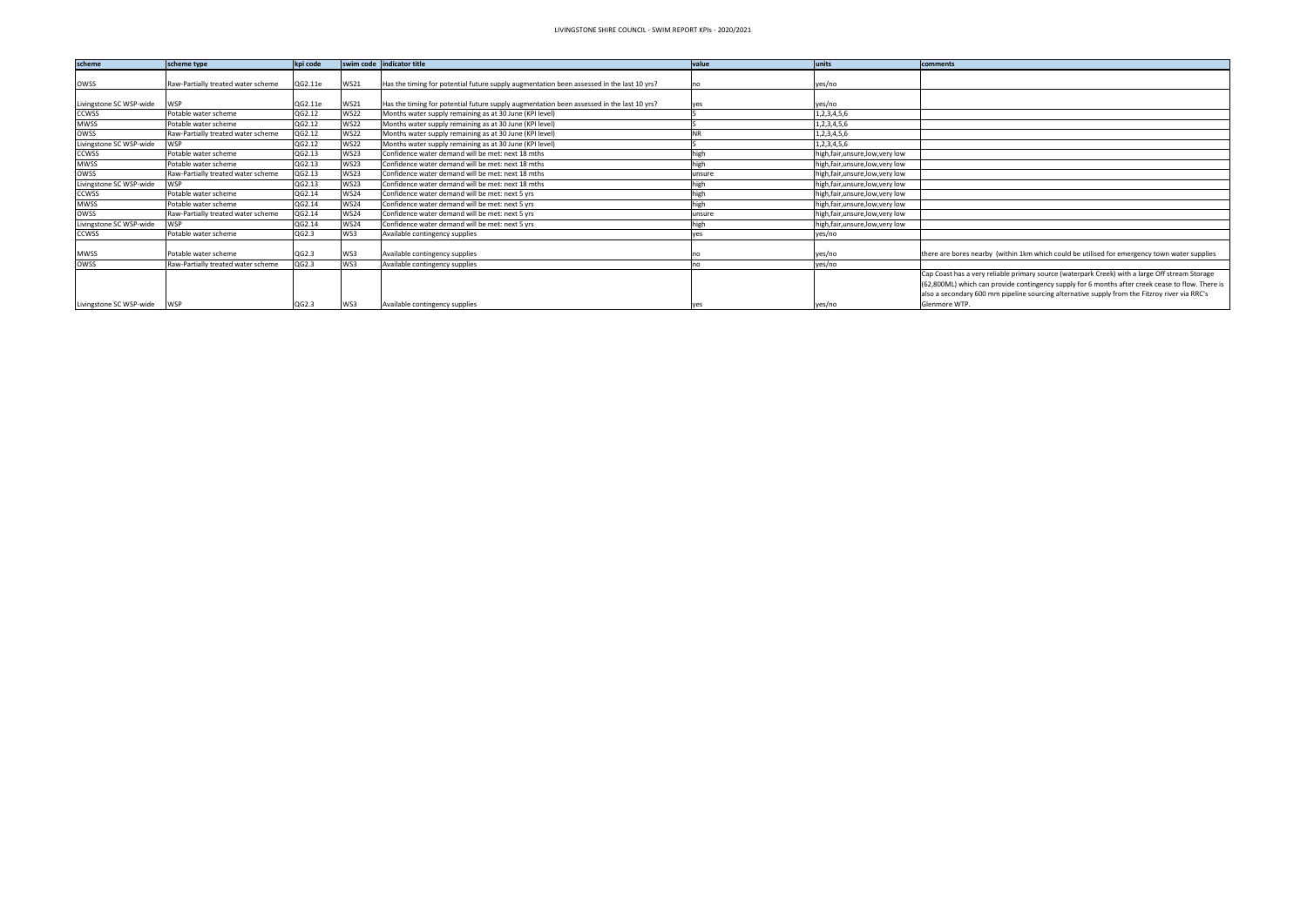| scheme | scheme type | kpi code | swim code | indicator title | value | units | comments |
|---|---|---|---|---|---|---|---|
| OWSS | Raw-Partially treated water scheme | QG2.11e | WS21 | Has the timing for potential future supply augmentation been assessed in the last 10 yrs? | no | yes/no | |
| Livingstone SC WSP-wide | WSP | QG2.11e | WS21 | Has the timing for potential future supply augmentation been assessed in the last 10 yrs? | yes | yes/no | |
| CCWSS | Potable water scheme | QG2.12 | WS22 | Months water supply remaining as at 30 June (KPI level) | 5 | 1,2,3,4,5,6 | |
| MWSS | Potable water scheme | QG2.12 | WS22 | Months water supply remaining as at 30 June (KPI level) | 5 | 1,2,3,4,5,6 | |
| OWSS | Raw-Partially treated water scheme | QG2.12 | WS22 | Months water supply remaining as at 30 June (KPI level) | NR | 1,2,3,4,5,6 | |
| Livingstone SC WSP-wide | WSP | QG2.12 | WS22 | Months water supply remaining as at 30 June (KPI level) | 5 | 1,2,3,4,5,6 | |
| CCWSS | Potable water scheme | QG2.13 | WS23 | Confidence water demand will be met: next 18 mths | high | high,fair,unsure,low,very low | |
| MWSS | Potable water scheme | QG2.13 | WS23 | Confidence water demand will be met: next 18 mths | high | high,fair,unsure,low,very low | |
| OWSS | Raw-Partially treated water scheme | QG2.13 | WS23 | Confidence water demand will be met: next 18 mths | unsure | high,fair,unsure,low,very low | |
| Livingstone SC WSP-wide | WSP | QG2.13 | WS23 | Confidence water demand will be met: next 18 mths | high | high,fair,unsure,low,very low | |
| CCWSS | Potable water scheme | QG2.14 | WS24 | Confidence water demand will be met: next 5 yrs | high | high,fair,unsure,low,very low | |
| MWSS | Potable water scheme | QG2.14 | WS24 | Confidence water demand will be met: next 5 yrs | high | high,fair,unsure,low,very low | |
| OWSS | Raw-Partially treated water scheme | QG2.14 | WS24 | Confidence water demand will be met: next 5 yrs | unsure | high,fair,unsure,low,very low | |
| Livingstone SC WSP-wide | WSP | QG2.14 | WS24 | Confidence water demand will be met: next 5 yrs | high | high,fair,unsure,low,very low | |
| CCWSS | Potable water scheme | QG2.3 | WS3 | Available contingency supplies | yes | yes/no | |
| MWSS | Potable water scheme | QG2.3 | WS3 | Available contingency supplies | no | yes/no | there are bores nearby (within 1km which could be utilised for emergency town water supplies |
| OWSS | Raw-Partially treated water scheme | QG2.3 | WS3 | Available contingency supplies | no | yes/no | |
| Livingstone SC WSP-wide | WSP | QG2.3 | WS3 | Available contingency supplies | yes | yes/no | Cap Coast has a very reliable primary source (waterpark Creek) with a large Off stream Storage (62,800ML) which can provide contingency supply for 6 months after creek cease to flow. There is also a secondary 600 mm pipeline sourcing alternative supply from the Fitzroy river via RRC's Glenmore WTP. |